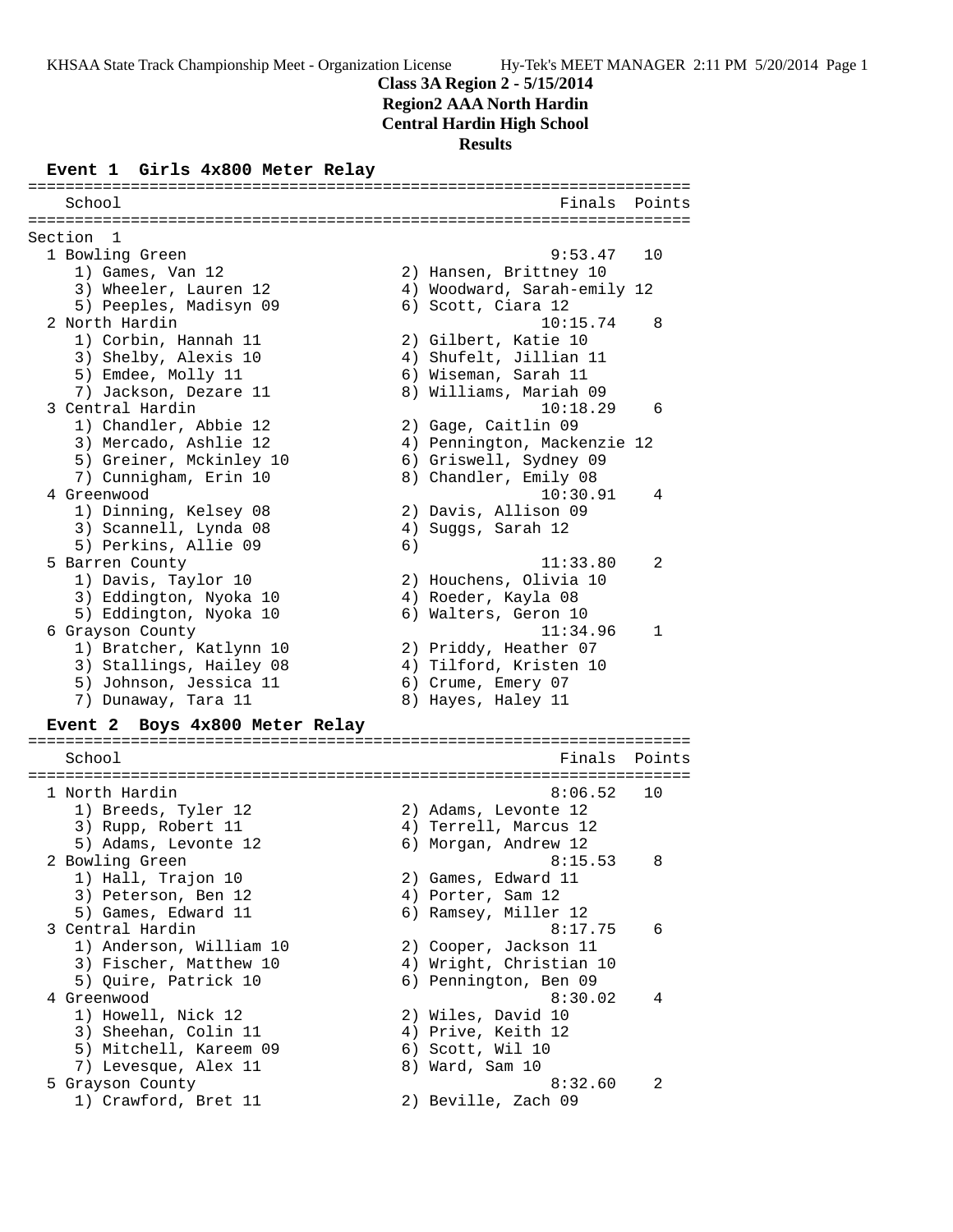# Class 3A Region 2 - 5/15/2014

## Region2 AAA North Hardin

## Central Hardin High School

## Results

### Event 1 Girls 4x800 Meter Relay

```
=======================================================================
    School                                            Finals  Points
=======================================================================
Section  1
  1 Bowling Green                                    9:53.47   10
     1) Games, Van 12                  2) Hansen, Brittney 10
     3) Wheeler, Lauren 12             4) Woodward, Sarah-emily 12
     5) Peeples, Madisyn 09            6) Scott, Ciara 12
  2 North Hardin                                    10:15.74    8
     1) Corbin, Hannah 11              2) Gilbert, Katie 10
     3) Shelby, Alexis 10              4) Shufelt, Jillian 11
     5) Emdee, Molly 11                6) Wiseman, Sarah 11
     7) Jackson, Dezare 11             8) Williams, Mariah 09
  3 Central Hardin                                  10:18.29    6
     1) Chandler, Abbie 12             2) Gage, Caitlin 09
     3) Mercado, Ashlie 12             4) Pennington, Mackenzie 12
     5) Greiner, Mckinley 10           6) Griswell, Sydney 09
     7) Cunnigham, Erin 10             8) Chandler, Emily 08
  4 Greenwood                                       10:30.91    4
     1) Dinning, Kelsey 08             2) Davis, Allison 09
     3) Scannell, Lynda 08             4) Suggs, Sarah 12
     5) Perkins, Allie 09              6)
  5 Barren County                                   11:33.80    2
     1) Davis, Taylor 10               2) Houchens, Olivia 10
     3) Eddington, Nyoka 10            4) Roeder, Kayla 08
     5) Eddington, Nyoka 10            6) Walters, Geron 10
  6 Grayson County                                  11:34.96    1
     1) Bratcher, Katlynn 10           2) Priddy, Heather 07
     3) Stallings, Hailey 08           4) Tilford, Kristen 10
     5) Johnson, Jessica 11            6) Crume, Emery 07
     7) Dunaway, Tara 11               8) Hayes, Haley 11
```

### Event 2 Boys 4x800 Meter Relay

```
=======================================================================
    School                                            Finals  Points
=======================================================================
  1 North Hardin                                     8:06.52   10
     1) Breeds, Tyler 12               2) Adams, Levonte 12
     3) Rupp, Robert 11                4) Terrell, Marcus 12
     5) Adams, Levonte 12              6) Morgan, Andrew 12
  2 Bowling Green                                    8:15.53    8
     1) Hall, Trajon 10                2) Games, Edward 11
     3) Peterson, Ben 12               4) Porter, Sam 12
     5) Games, Edward 11               6) Ramsey, Miller 12
  3 Central Hardin                                   8:17.75    6
     1) Anderson, William 10           2) Cooper, Jackson 11
     3) Fischer, Matthew 10            4) Wright, Christian 10
     5) Quire, Patrick 10              6) Pennington, Ben 09
  4 Greenwood                                        8:30.02    4
     1) Howell, Nick 12                2) Wiles, David 10
     3) Sheehan, Colin 11              4) Prive, Keith 12
     5) Mitchell, Kareem 09            6) Scott, Wil 10
     7) Levesque, Alex 11              8) Ward, Sam 10
  5 Grayson County                                   8:32.60    2
     1) Crawford, Bret 11              2) Beville, Zach 09
```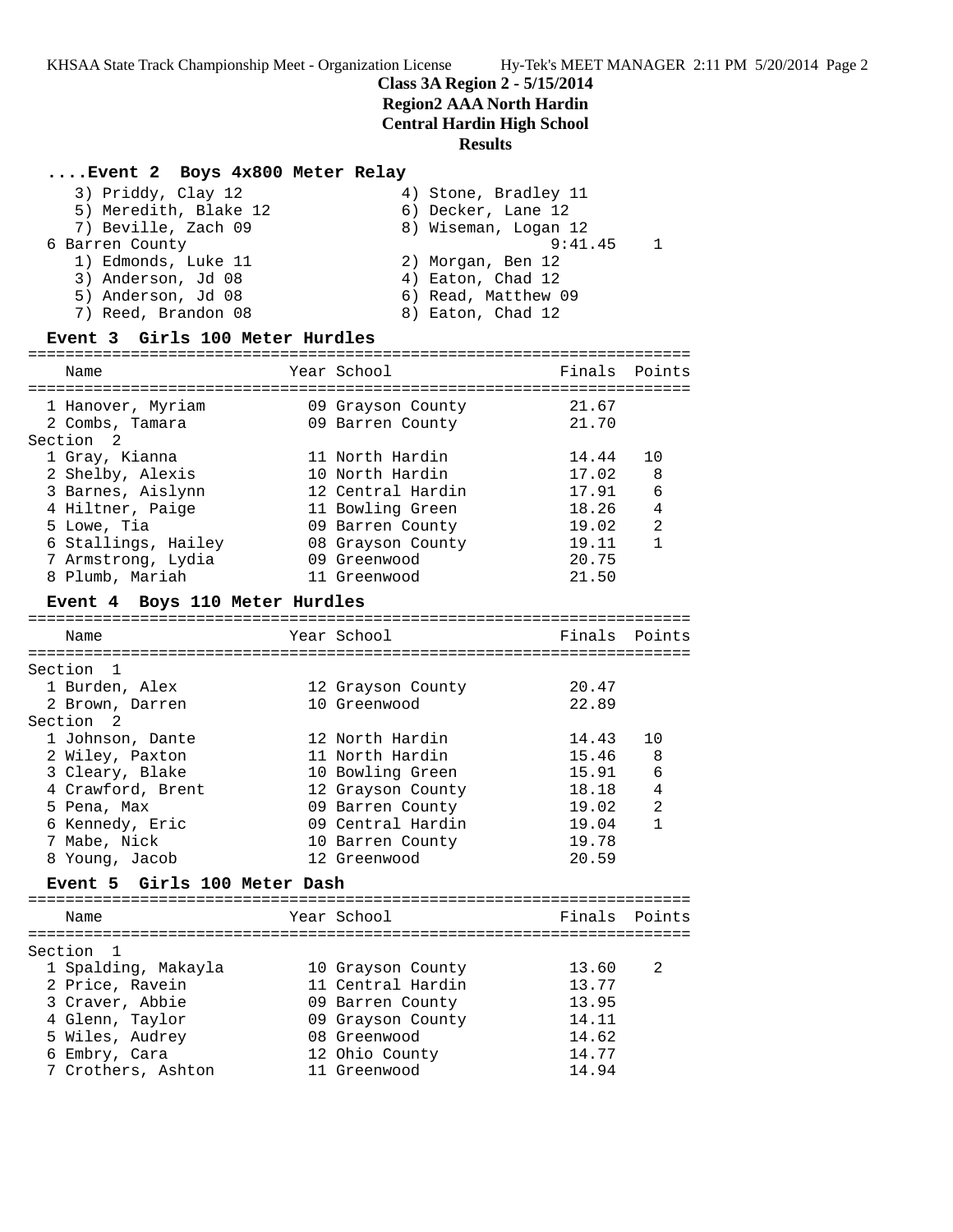**Class 3A Region 2 - 5/15/2014**
**Region2 AAA North Hardin**
**Central Hardin High School**
**Results**

### ....Event 2 Boys 4x800 Meter Relay

3) Priddy, Clay 12 — 4) Stone, Bradley 11
5) Meredith, Blake 12 — 6) Decker, Lane 12
7) Beville, Zach 09 — 8) Wiseman, Logan 12

6 Barren County — 9:41.45 — 1

1) Edmonds, Luke 11 — 2) Morgan, Ben 12
3) Anderson, Jd 08 — 4) Eaton, Chad 12
5) Anderson, Jd 08 — 6) Read, Matthew 09
7) Reed, Brandon 08 — 8) Eaton, Chad 12

### Event 3 Girls 100 Meter Hurdles

| | Name | Year | School | Finals | Points |
|---|---|---|---|---|---|
| 1 | Hanover, Myriam | 09 | Grayson County | 21.67 | |
| 2 | Combs, Tamara | 09 | Barren County | 21.70 | |
| **Section 2** | | | | | |
| 1 | Gray, Kianna | 11 | North Hardin | 14.44 | 10 |
| 2 | Shelby, Alexis | 10 | North Hardin | 17.02 | 8 |
| 3 | Barnes, Aislynn | 12 | Central Hardin | 17.91 | 6 |
| 4 | Hiltner, Paige | 11 | Bowling Green | 18.26 | 4 |
| 5 | Lowe, Tia | 09 | Barren County | 19.02 | 2 |
| 6 | Stallings, Hailey | 08 | Grayson County | 19.11 | 1 |
| 7 | Armstrong, Lydia | 09 | Greenwood | 20.75 | |
| 8 | Plumb, Mariah | 11 | Greenwood | 21.50 | |

### Event 4 Boys 110 Meter Hurdles

| | Name | Year | School | Finals | Points |
|---|---|---|---|---|---|
| **Section 1** | | | | | |
| 1 | Burden, Alex | 12 | Grayson County | 20.47 | |
| 2 | Brown, Darren | 10 | Greenwood | 22.89 | |
| **Section 2** | | | | | |
| 1 | Johnson, Dante | 12 | North Hardin | 14.43 | 10 |
| 2 | Wiley, Paxton | 11 | North Hardin | 15.46 | 8 |
| 3 | Cleary, Blake | 10 | Bowling Green | 15.91 | 6 |
| 4 | Crawford, Brent | 12 | Grayson County | 18.18 | 4 |
| 5 | Pena, Max | 09 | Barren County | 19.02 | 2 |
| 6 | Kennedy, Eric | 09 | Central Hardin | 19.04 | 1 |
| 7 | Mabe, Nick | 10 | Barren County | 19.78 | |
| 8 | Young, Jacob | 12 | Greenwood | 20.59 | |

### Event 5 Girls 100 Meter Dash

| | Name | Year | School | Finals | Points |
|---|---|---|---|---|---|
| **Section 1** | | | | | |
| 1 | Spalding, Makayla | 10 | Grayson County | 13.60 | 2 |
| 2 | Price, Ravein | 11 | Central Hardin | 13.77 | |
| 3 | Craver, Abbie | 09 | Barren County | 13.95 | |
| 4 | Glenn, Taylor | 09 | Grayson County | 14.11 | |
| 5 | Wiles, Audrey | 08 | Greenwood | 14.62 | |
| 6 | Embry, Cara | 12 | Ohio County | 14.77 | |
| 7 | Crothers, Ashton | 11 | Greenwood | 14.94 | |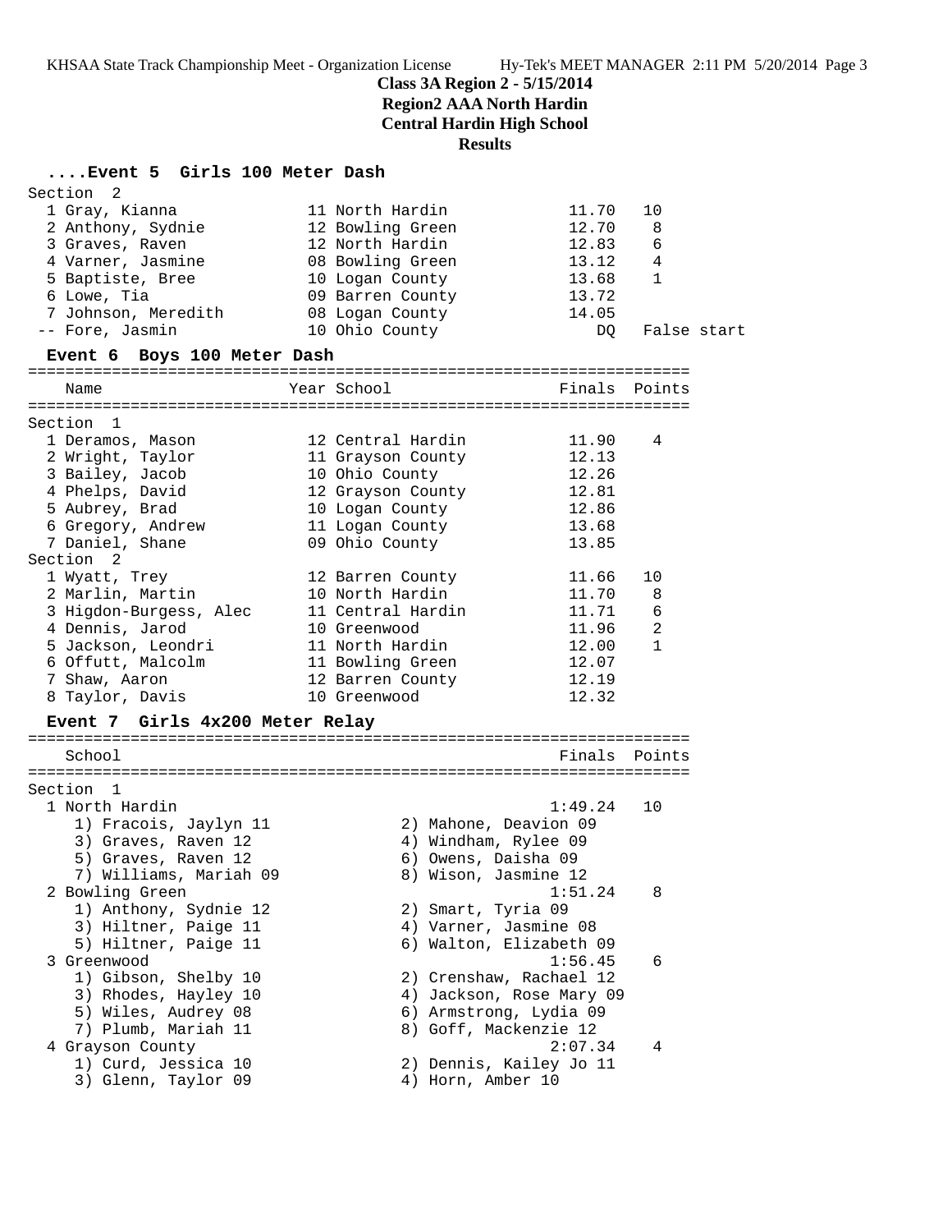# Class 3A Region 2 - 5/15/2014

## Region2 AAA North Hardin

## Central Hardin High School

## Results

### ....Event 5 Girls 100 Meter Dash

Section 2

| Place | Name | Year | School | Finals | Points |
|---|---|---|---|---|---|
| 1 | Gray, Kianna | 11 | North Hardin | 11.70 | 10 |
| 2 | Anthony, Sydnie | 12 | Bowling Green | 12.70 | 8 |
| 3 | Graves, Raven | 12 | North Hardin | 12.83 | 6 |
| 4 | Varner, Jasmine | 08 | Bowling Green | 13.12 | 4 |
| 5 | Baptiste, Bree | 10 | Logan County | 13.68 | 1 |
| 6 | Lowe, Tia | 09 | Barren County | 13.72 | |
| 7 | Johnson, Meredith | 08 | Logan County | 14.05 | |
| -- | Fore, Jasmin | 10 | Ohio County | DQ | False start |

### Event 6 Boys 100 Meter Dash

| Place | Name | Year | School | Finals | Points |
|---|---|---|---|---|---|
| **Section 1** | | | | | |
| 1 | Deramos, Mason | 12 | Central Hardin | 11.90 | 4 |
| 2 | Wright, Taylor | 11 | Grayson County | 12.13 | |
| 3 | Bailey, Jacob | 10 | Ohio County | 12.26 | |
| 4 | Phelps, David | 12 | Grayson County | 12.81 | |
| 5 | Aubrey, Brad | 10 | Logan County | 12.86 | |
| 6 | Gregory, Andrew | 11 | Logan County | 13.68 | |
| 7 | Daniel, Shane | 09 | Ohio County | 13.85 | |
| **Section 2** | | | | | |
| 1 | Wyatt, Trey | 12 | Barren County | 11.66 | 10 |
| 2 | Marlin, Martin | 10 | North Hardin | 11.70 | 8 |
| 3 | Higdon-Burgess, Alec | 11 | Central Hardin | 11.71 | 6 |
| 4 | Dennis, Jarod | 10 | Greenwood | 11.96 | 2 |
| 5 | Jackson, Leondri | 11 | North Hardin | 12.00 | 1 |
| 6 | Offutt, Malcolm | 11 | Bowling Green | 12.07 | |
| 7 | Shaw, Aaron | 12 | Barren County | 12.19 | |
| 8 | Taylor, Davis | 10 | Greenwood | 12.32 | |

### Event 7 Girls 4x200 Meter Relay

| Place | School | Finals | Points |
|---|---|---|---|
| **Section 1** | | | |
| 1 | North Hardin | 1:49.24 | 10 |
| 2 | Bowling Green | 1:51.24 | 8 |
| 3 | Greenwood | 1:56.45 | 6 |
| 4 | Grayson County | 2:07.34 | 4 |

1 North Hardin — 1:49.24 — 10
1) Fracois, Jaylyn 11; 2) Mahone, Deavion 09; 3) Graves, Raven 12; 4) Windham, Rylee 09; 5) Graves, Raven 12; 6) Owens, Daisha 09; 7) Williams, Mariah 09; 8) Wison, Jasmine 12

2 Bowling Green — 1:51.24 — 8
1) Anthony, Sydnie 12; 2) Smart, Tyria 09; 3) Hiltner, Paige 11; 4) Varner, Jasmine 08; 5) Hiltner, Paige 11; 6) Walton, Elizabeth 09

3 Greenwood — 1:56.45 — 6
1) Gibson, Shelby 10; 2) Crenshaw, Rachael 12; 3) Rhodes, Hayley 10; 4) Jackson, Rose Mary 09; 5) Wiles, Audrey 08; 6) Armstrong, Lydia 09; 7) Plumb, Mariah 11; 8) Goff, Mackenzie 12

4 Grayson County — 2:07.34 — 4
1) Curd, Jessica 10; 2) Dennis, Kailey Jo 11; 3) Glenn, Taylor 09; 4) Horn, Amber 10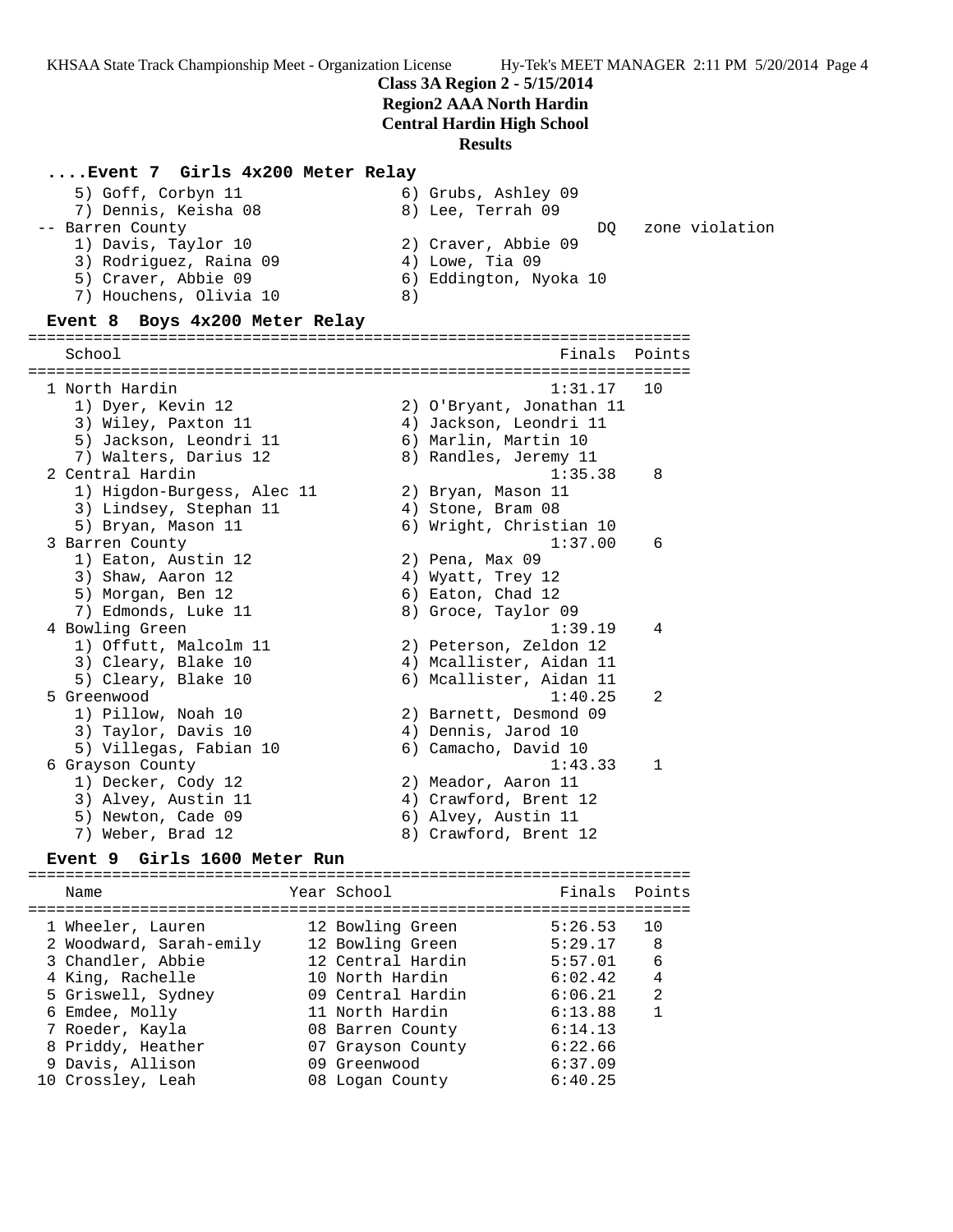**Class 3A Region 2 - 5/15/2014**
**Region2 AAA North Hardin**
**Central Hardin High School**
**Results**

### ....Event 7 Girls 4x200 Meter Relay

```
    5) Goff, Corbyn 11                 6) Grubs, Ashley 09
    7) Dennis, Keisha 08               8) Lee, Terrah 09
 -- Barren County                                      DQ   zone violation
    1) Davis, Taylor 10                2) Craver, Abbie 09
    3) Rodriguez, Raina 09             4) Lowe, Tia 09
    5) Craver, Abbie 09                6) Eddington, Nyoka 10
    7) Houchens, Olivia 10             8)
```

### Event 8 Boys 4x200 Meter Relay

```
=======================================================================
    School                                               Finals  Points
=======================================================================
  1 North Hardin                                        1:31.17   10
    1) Dyer, Kevin 12                  2) O'Bryant, Jonathan 11
    3) Wiley, Paxton 11                4) Jackson, Leondri 11
    5) Jackson, Leondri 11             6) Marlin, Martin 10
    7) Walters, Darius 12              8) Randles, Jeremy 11
  2 Central Hardin                                      1:35.38    8
    1) Higdon-Burgess, Alec 11         2) Bryan, Mason 11
    3) Lindsey, Stephan 11             4) Stone, Bram 08
    5) Bryan, Mason 11                 6) Wright, Christian 10
  3 Barren County                                       1:37.00    6
    1) Eaton, Austin 12                2) Pena, Max 09
    3) Shaw, Aaron 12                  4) Wyatt, Trey 12
    5) Morgan, Ben 12                  6) Eaton, Chad 12
    7) Edmonds, Luke 11                8) Groce, Taylor 09
  4 Bowling Green                                       1:39.19    4
    1) Offutt, Malcolm 11              2) Peterson, Zeldon 12
    3) Cleary, Blake 10                4) Mcallister, Aidan 11
    5) Cleary, Blake 10                6) Mcallister, Aidan 11
  5 Greenwood                                           1:40.25    2
    1) Pillow, Noah 10                 2) Barnett, Desmond 09
    3) Taylor, Davis 10                4) Dennis, Jarod 10
    5) Villegas, Fabian 10             6) Camacho, David 10
  6 Grayson County                                      1:43.33    1
    1) Decker, Cody 12                 2) Meador, Aaron 11
    3) Alvey, Austin 11                4) Crawford, Brent 12
    5) Newton, Cade 09                 6) Alvey, Austin 11
    7) Weber, Brad 12                  8) Crawford, Brent 12
```

### Event 9 Girls 1600 Meter Run

```
=======================================================================
    Name                    Year School                  Finals  Points
=======================================================================
  1 Wheeler, Lauren           12 Bowling Green          5:26.53   10
  2 Woodward, Sarah-emily     12 Bowling Green          5:29.17    8
  3 Chandler, Abbie           12 Central Hardin         5:57.01    6
  4 King, Rachelle            10 North Hardin           6:02.42    4
  5 Griswell, Sydney          09 Central Hardin         6:06.21    2
  6 Emdee, Molly              11 North Hardin           6:13.88    1
  7 Roeder, Kayla             08 Barren County          6:14.13
  8 Priddy, Heather           07 Grayson County         6:22.66
  9 Davis, Allison            09 Greenwood              6:37.09
 10 Crossley, Leah            08 Logan County           6:40.25
```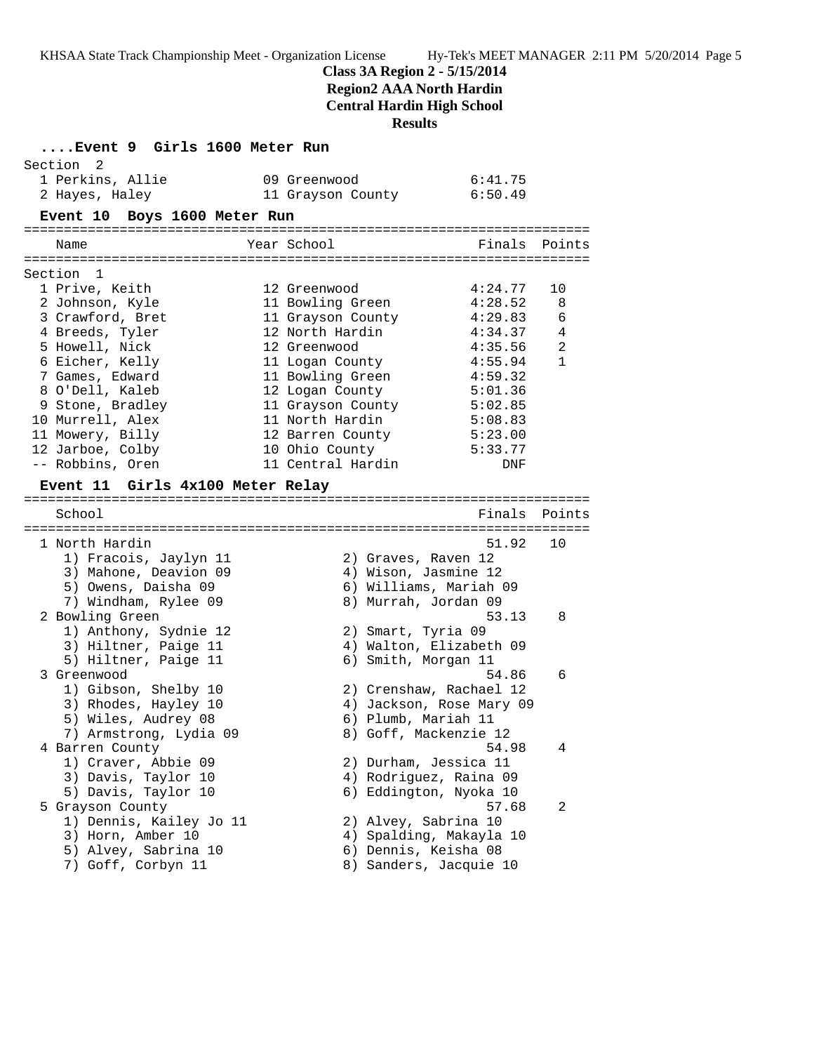**Class 3A Region 2 - 5/15/2014**
**Region2 AAA North Hardin**
**Central Hardin High School**
**Results**

### ....Event 9 Girls 1600 Meter Run

Section 2

| Place | Name | Year | School | Finals |
|---|---|---|---|---|
| 1 | Perkins, Allie | 09 | Greenwood | 6:41.75 |
| 2 | Hayes, Haley | 11 | Grayson County | 6:50.49 |

### Event 10 Boys 1600 Meter Run

Section 1

| Place | Name | Year | School | Finals | Points |
|---|---|---|---|---|---|
| 1 | Prive, Keith | 12 | Greenwood | 4:24.77 | 10 |
| 2 | Johnson, Kyle | 11 | Bowling Green | 4:28.52 | 8 |
| 3 | Crawford, Bret | 11 | Grayson County | 4:29.83 | 6 |
| 4 | Breeds, Tyler | 12 | North Hardin | 4:34.37 | 4 |
| 5 | Howell, Nick | 12 | Greenwood | 4:35.56 | 2 |
| 6 | Eicher, Kelly | 11 | Logan County | 4:55.94 | 1 |
| 7 | Games, Edward | 11 | Bowling Green | 4:59.32 | |
| 8 | O'Dell, Kaleb | 12 | Logan County | 5:01.36 | |
| 9 | Stone, Bradley | 11 | Grayson County | 5:02.85 | |
| 10 | Murrell, Alex | 11 | North Hardin | 5:08.83 | |
| 11 | Mowery, Billy | 12 | Barren County | 5:23.00 | |
| 12 | Jarboe, Colby | 10 | Ohio County | 5:33.77 | |
| -- | Robbins, Oren | 11 | Central Hardin | DNF | |

### Event 11 Girls 4x100 Meter Relay

| Place | School | Finals | Points |
|---|---|---|---|
| 1 | North Hardin | 51.92 | 10 |
| 2 | Bowling Green | 53.13 | 8 |
| 3 | Greenwood | 54.86 | 6 |
| 4 | Barren County | 54.98 | 4 |
| 5 | Grayson County | 57.68 | 2 |

1 North Hardin
1) Fracois, Jaylyn 11; 2) Graves, Raven 12; 3) Mahone, Deavion 09; 4) Wison, Jasmine 12; 5) Owens, Daisha 09; 6) Williams, Mariah 09; 7) Windham, Rylee 09; 8) Murrah, Jordan 09

2 Bowling Green
1) Anthony, Sydnie 12; 2) Smart, Tyria 09; 3) Hiltner, Paige 11; 4) Walton, Elizabeth 09; 5) Hiltner, Paige 11; 6) Smith, Morgan 11

3 Greenwood
1) Gibson, Shelby 10; 2) Crenshaw, Rachael 12; 3) Rhodes, Hayley 10; 4) Jackson, Rose Mary 09; 5) Wiles, Audrey 08; 6) Plumb, Mariah 11; 7) Armstrong, Lydia 09; 8) Goff, Mackenzie 12

4 Barren County
1) Craver, Abbie 09; 2) Durham, Jessica 11; 3) Davis, Taylor 10; 4) Rodriguez, Raina 09; 5) Davis, Taylor 10; 6) Eddington, Nyoka 10

5 Grayson County
1) Dennis, Kailey Jo 11; 2) Alvey, Sabrina 10; 3) Horn, Amber 10; 4) Spalding, Makayla 10; 5) Alvey, Sabrina 10; 6) Dennis, Keisha 08; 7) Goff, Corbyn 11; 8) Sanders, Jacquie 10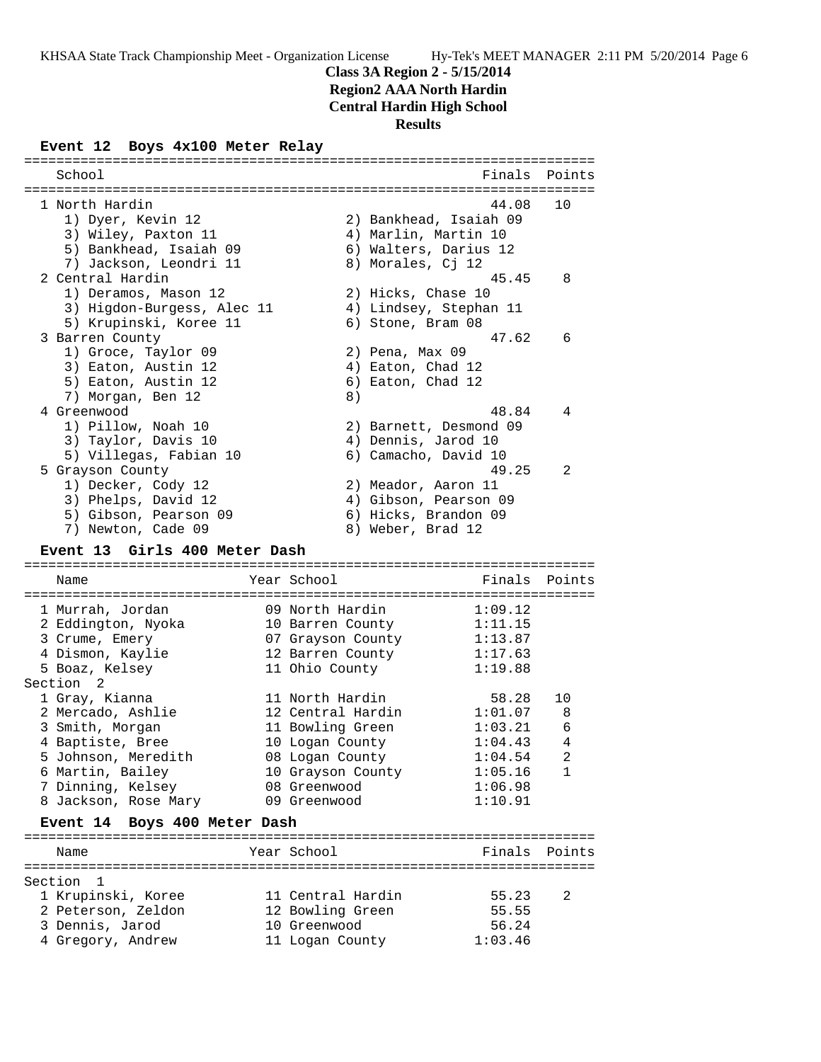# Class 3A Region 2 - 5/15/2014
## Region2 AAA North Hardin
## Central Hardin High School
## Results

### Event 12 Boys 4x100 Meter Relay

| School | Finals | Points |
|---|---|---|
| 1 North Hardin | 44.08 | 10 |
| 1) Dyer, Kevin 12 / 2) Bankhead, Isaiah 09 | | |
| 3) Wiley, Paxton 11 / 4) Marlin, Martin 10 | | |
| 5) Bankhead, Isaiah 09 / 6) Walters, Darius 12 | | |
| 7) Jackson, Leondri 11 / 8) Morales, Cj 12 | | |
| 2 Central Hardin | 45.45 | 8 |
| 1) Deramos, Mason 12 / 2) Hicks, Chase 10 | | |
| 3) Higdon-Burgess, Alec 11 / 4) Lindsey, Stephan 11 | | |
| 5) Krupinski, Koree 11 / 6) Stone, Bram 08 | | |
| 3 Barren County | 47.62 | 6 |
| 1) Groce, Taylor 09 / 2) Pena, Max 09 | | |
| 3) Eaton, Austin 12 / 4) Eaton, Chad 12 | | |
| 5) Eaton, Austin 12 / 6) Eaton, Chad 12 | | |
| 7) Morgan, Ben 12 / 8) | | |
| 4 Greenwood | 48.84 | 4 |
| 1) Pillow, Noah 10 / 2) Barnett, Desmond 09 | | |
| 3) Taylor, Davis 10 / 4) Dennis, Jarod 10 | | |
| 5) Villegas, Fabian 10 / 6) Camacho, David 10 | | |
| 5 Grayson County | 49.25 | 2 |
| 1) Decker, Cody 12 / 2) Meador, Aaron 11 | | |
| 3) Phelps, David 12 / 4) Gibson, Pearson 09 | | |
| 5) Gibson, Pearson 09 / 6) Hicks, Brandon 09 | | |
| 7) Newton, Cade 09 / 8) Weber, Brad 12 | | |

### Event 13 Girls 400 Meter Dash

| Name | Year | School | Finals | Points |
|---|---|---|---|---|
| 1 Murrah, Jordan | 09 | North Hardin | 1:09.12 | |
| 2 Eddington, Nyoka | 10 | Barren County | 1:11.15 | |
| 3 Crume, Emery | 07 | Grayson County | 1:13.87 | |
| 4 Dismon, Kaylie | 12 | Barren County | 1:17.63 | |
| 5 Boaz, Kelsey | 11 | Ohio County | 1:19.88 | |
| **Section 2** | | | | |
| 1 Gray, Kianna | 11 | North Hardin | 58.28 | 10 |
| 2 Mercado, Ashlie | 12 | Central Hardin | 1:01.07 | 8 |
| 3 Smith, Morgan | 11 | Bowling Green | 1:03.21 | 6 |
| 4 Baptiste, Bree | 10 | Logan County | 1:04.43 | 4 |
| 5 Johnson, Meredith | 08 | Logan County | 1:04.54 | 2 |
| 6 Martin, Bailey | 10 | Grayson County | 1:05.16 | 1 |
| 7 Dinning, Kelsey | 08 | Greenwood | 1:06.98 | |
| 8 Jackson, Rose Mary | 09 | Greenwood | 1:10.91 | |

### Event 14 Boys 400 Meter Dash

| Name | Year | School | Finals | Points |
|---|---|---|---|---|
| **Section 1** | | | | |
| 1 Krupinski, Koree | 11 | Central Hardin | 55.23 | 2 |
| 2 Peterson, Zeldon | 12 | Bowling Green | 55.55 | |
| 3 Dennis, Jarod | 10 | Greenwood | 56.24 | |
| 4 Gregory, Andrew | 11 | Logan County | 1:03.46 | |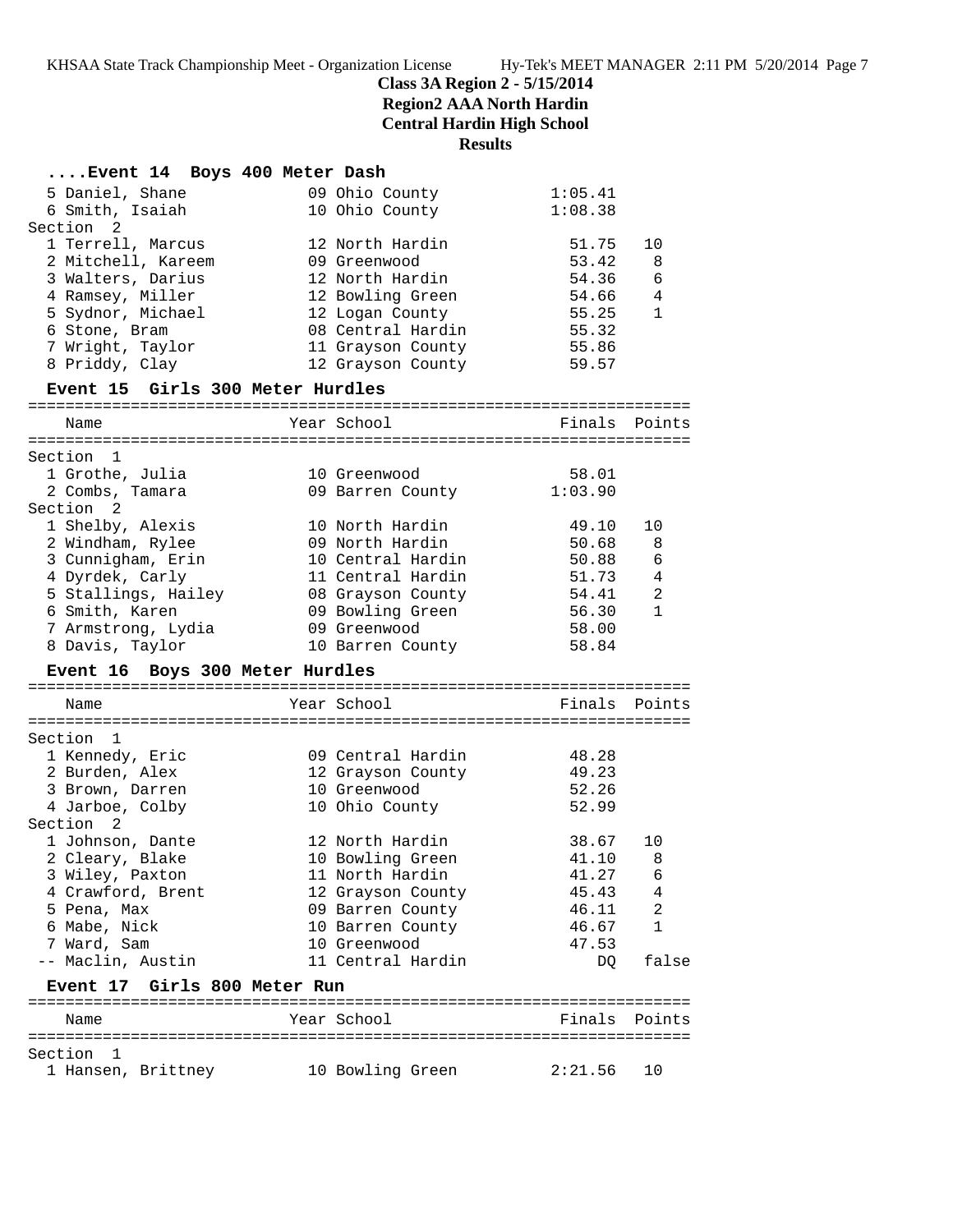**Class 3A Region 2 - 5/15/2014**
**Region2 AAA North Hardin**
**Central Hardin High School**
**Results**

### ....Event 14 Boys 400 Meter Dash

| Name | Year | School | Finals | Points |
|---|---|---|---|---|
| 5 Daniel, Shane | 09 | Ohio County | 1:05.41 | |
| 6 Smith, Isaiah | 10 | Ohio County | 1:08.38 | |
| **Section 2** | | | | |
| 1 Terrell, Marcus | 12 | North Hardin | 51.75 | 10 |
| 2 Mitchell, Kareem | 09 | Greenwood | 53.42 | 8 |
| 3 Walters, Darius | 12 | North Hardin | 54.36 | 6 |
| 4 Ramsey, Miller | 12 | Bowling Green | 54.66 | 4 |
| 5 Sydnor, Michael | 12 | Logan County | 55.25 | 1 |
| 6 Stone, Bram | 08 | Central Hardin | 55.32 | |
| 7 Wright, Taylor | 11 | Grayson County | 55.86 | |
| 8 Priddy, Clay | 12 | Grayson County | 59.57 | |

### Event 15 Girls 300 Meter Hurdles

| Name | Year | School | Finals | Points |
|---|---|---|---|---|
| **Section 1** | | | | |
| 1 Grothe, Julia | 10 | Greenwood | 58.01 | |
| 2 Combs, Tamara | 09 | Barren County | 1:03.90 | |
| **Section 2** | | | | |
| 1 Shelby, Alexis | 10 | North Hardin | 49.10 | 10 |
| 2 Windham, Rylee | 09 | North Hardin | 50.68 | 8 |
| 3 Cunnigham, Erin | 10 | Central Hardin | 50.88 | 6 |
| 4 Dyrdek, Carly | 11 | Central Hardin | 51.73 | 4 |
| 5 Stallings, Hailey | 08 | Grayson County | 54.41 | 2 |
| 6 Smith, Karen | 09 | Bowling Green | 56.30 | 1 |
| 7 Armstrong, Lydia | 09 | Greenwood | 58.00 | |
| 8 Davis, Taylor | 10 | Barren County | 58.84 | |

### Event 16 Boys 300 Meter Hurdles

| Name | Year | School | Finals | Points |
|---|---|---|---|---|
| **Section 1** | | | | |
| 1 Kennedy, Eric | 09 | Central Hardin | 48.28 | |
| 2 Burden, Alex | 12 | Grayson County | 49.23 | |
| 3 Brown, Darren | 10 | Greenwood | 52.26 | |
| 4 Jarboe, Colby | 10 | Ohio County | 52.99 | |
| **Section 2** | | | | |
| 1 Johnson, Dante | 12 | North Hardin | 38.67 | 10 |
| 2 Cleary, Blake | 10 | Bowling Green | 41.10 | 8 |
| 3 Wiley, Paxton | 11 | North Hardin | 41.27 | 6 |
| 4 Crawford, Brent | 12 | Grayson County | 45.43 | 4 |
| 5 Pena, Max | 09 | Barren County | 46.11 | 2 |
| 6 Mabe, Nick | 10 | Barren County | 46.67 | 1 |
| 7 Ward, Sam | 10 | Greenwood | 47.53 | |
| -- Maclin, Austin | 11 | Central Hardin | DQ | false |

### Event 17 Girls 800 Meter Run

| Name | Year | School | Finals | Points |
|---|---|---|---|---|
| **Section 1** | | | | |
| 1 Hansen, Brittney | 10 | Bowling Green | 2:21.56 | 10 |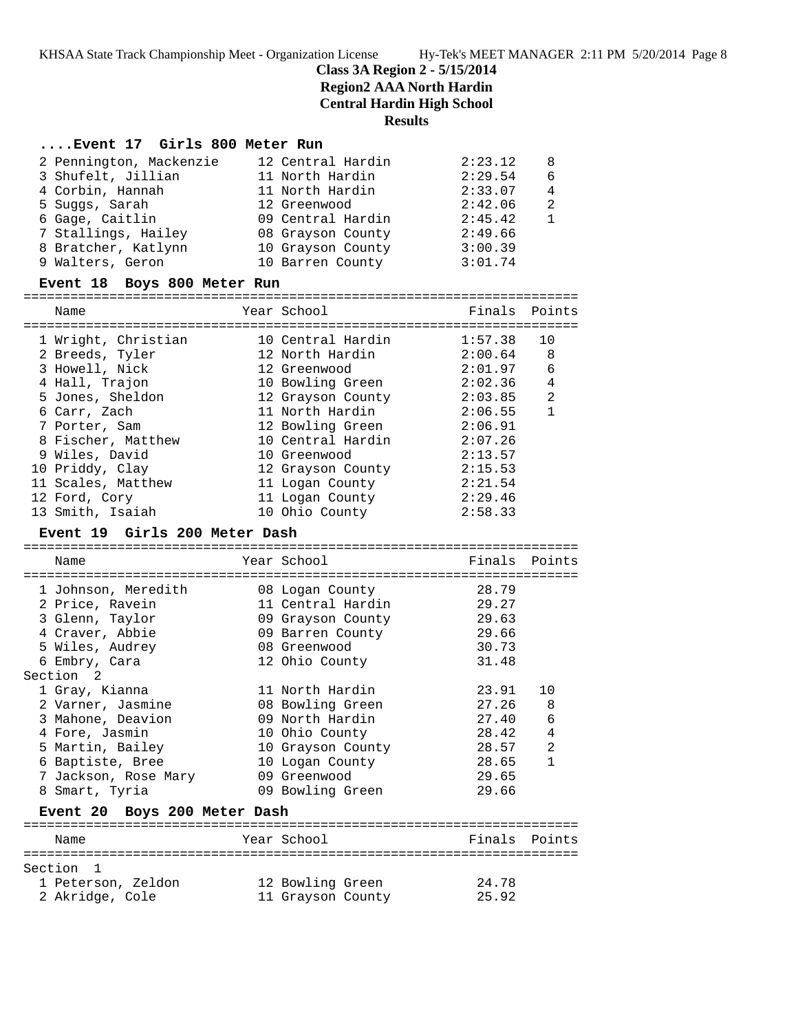# Class 3A Region 2 - 5/15/2014
## Region2 AAA North Hardin
## Central Hardin High School
## Results

### ....Event 17 Girls 800 Meter Run

| Place | Name | Year | School | Finals | Points |
|---|---|---|---|---|---|
| 2 | Pennington, Mackenzie | 12 | Central Hardin | 2:23.12 | 8 |
| 3 | Shufelt, Jillian | 11 | North Hardin | 2:29.54 | 6 |
| 4 | Corbin, Hannah | 11 | North Hardin | 2:33.07 | 4 |
| 5 | Suggs, Sarah | 12 | Greenwood | 2:42.06 | 2 |
| 6 | Gage, Caitlin | 09 | Central Hardin | 2:45.42 | 1 |
| 7 | Stallings, Hailey | 08 | Grayson County | 2:49.66 | |
| 8 | Bratcher, Katlynn | 10 | Grayson County | 3:00.39 | |
| 9 | Walters, Geron | 10 | Barren County | 3:01.74 | |

### Event 18 Boys 800 Meter Run

| Place | Name | Year | School | Finals | Points |
|---|---|---|---|---|---|
| 1 | Wright, Christian | 10 | Central Hardin | 1:57.38 | 10 |
| 2 | Breeds, Tyler | 12 | North Hardin | 2:00.64 | 8 |
| 3 | Howell, Nick | 12 | Greenwood | 2:01.97 | 6 |
| 4 | Hall, Trajon | 10 | Bowling Green | 2:02.36 | 4 |
| 5 | Jones, Sheldon | 12 | Grayson County | 2:03.85 | 2 |
| 6 | Carr, Zach | 11 | North Hardin | 2:06.55 | 1 |
| 7 | Porter, Sam | 12 | Bowling Green | 2:06.91 | |
| 8 | Fischer, Matthew | 10 | Central Hardin | 2:07.26 | |
| 9 | Wiles, David | 10 | Greenwood | 2:13.57 | |
| 10 | Priddy, Clay | 12 | Grayson County | 2:15.53 | |
| 11 | Scales, Matthew | 11 | Logan County | 2:21.54 | |
| 12 | Ford, Cory | 11 | Logan County | 2:29.46 | |
| 13 | Smith, Isaiah | 10 | Ohio County | 2:58.33 | |

### Event 19 Girls 200 Meter Dash

| Place | Name | Year | School | Finals | Points |
|---|---|---|---|---|---|
| 1 | Johnson, Meredith | 08 | Logan County | 28.79 | |
| 2 | Price, Ravein | 11 | Central Hardin | 29.27 | |
| 3 | Glenn, Taylor | 09 | Grayson County | 29.63 | |
| 4 | Craver, Abbie | 09 | Barren County | 29.66 | |
| 5 | Wiles, Audrey | 08 | Greenwood | 30.73 | |
| 6 | Embry, Cara | 12 | Ohio County | 31.48 | |
| Section 2 | | | | | |
| 1 | Gray, Kianna | 11 | North Hardin | 23.91 | 10 |
| 2 | Varner, Jasmine | 08 | Bowling Green | 27.26 | 8 |
| 3 | Mahone, Deavion | 09 | North Hardin | 27.40 | 6 |
| 4 | Fore, Jasmin | 10 | Ohio County | 28.42 | 4 |
| 5 | Martin, Bailey | 10 | Grayson County | 28.57 | 2 |
| 6 | Baptiste, Bree | 10 | Logan County | 28.65 | 1 |
| 7 | Jackson, Rose Mary | 09 | Greenwood | 29.65 | |
| 8 | Smart, Tyria | 09 | Bowling Green | 29.66 | |

### Event 20 Boys 200 Meter Dash

| Place | Name | Year | School | Finals | Points |
|---|---|---|---|---|---|
| Section 1 | | | | | |
| 1 | Peterson, Zeldon | 12 | Bowling Green | 24.78 | |
| 2 | Akridge, Cole | 11 | Grayson County | 25.92 | |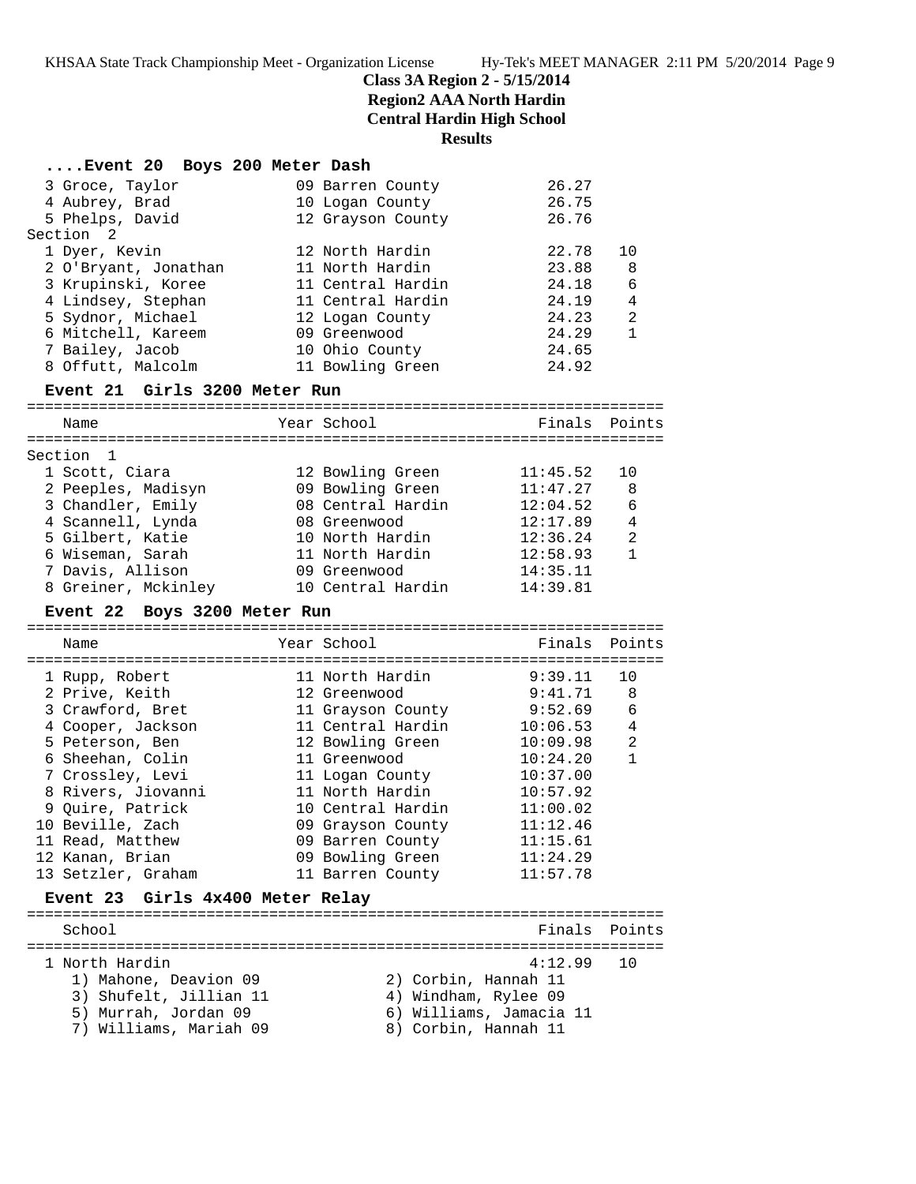# Class 3A Region 2 - 5/15/2014
## Region2 AAA North Hardin
## Central Hardin High School
## Results

### ....Event 20 Boys 200 Meter Dash

| | Name | Year | School | Finals | Points |
|---|---|---|---|---|---|
| 3 | Groce, Taylor | 09 | Barren County | 26.27 | |
| 4 | Aubrey, Brad | 10 | Logan County | 26.75 | |
| 5 | Phelps, David | 12 | Grayson County | 26.76 | |

Section 2

| | Name | Year | School | Finals | Points |
|---|---|---|---|---|---|
| 1 | Dyer, Kevin | 12 | North Hardin | 22.78 | 10 |
| 2 | O'Bryant, Jonathan | 11 | North Hardin | 23.88 | 8 |
| 3 | Krupinski, Koree | 11 | Central Hardin | 24.18 | 6 |
| 4 | Lindsey, Stephan | 11 | Central Hardin | 24.19 | 4 |
| 5 | Sydnor, Michael | 12 | Logan County | 24.23 | 2 |
| 6 | Mitchell, Kareem | 09 | Greenwood | 24.29 | 1 |
| 7 | Bailey, Jacob | 10 | Ohio County | 24.65 | |
| 8 | Offutt, Malcolm | 11 | Bowling Green | 24.92 | |

### Event 21 Girls 3200 Meter Run

Section 1

| | Name | Year | School | Finals | Points |
|---|---|---|---|---|---|
| 1 | Scott, Ciara | 12 | Bowling Green | 11:45.52 | 10 |
| 2 | Peeples, Madisyn | 09 | Bowling Green | 11:47.27 | 8 |
| 3 | Chandler, Emily | 08 | Central Hardin | 12:04.52 | 6 |
| 4 | Scannell, Lynda | 08 | Greenwood | 12:17.89 | 4 |
| 5 | Gilbert, Katie | 10 | North Hardin | 12:36.24 | 2 |
| 6 | Wiseman, Sarah | 11 | North Hardin | 12:58.93 | 1 |
| 7 | Davis, Allison | 09 | Greenwood | 14:35.11 | |
| 8 | Greiner, Mckinley | 10 | Central Hardin | 14:39.81 | |

### Event 22 Boys 3200 Meter Run

| | Name | Year | School | Finals | Points |
|---|---|---|---|---|---|
| 1 | Rupp, Robert | 11 | North Hardin | 9:39.11 | 10 |
| 2 | Prive, Keith | 12 | Greenwood | 9:41.71 | 8 |
| 3 | Crawford, Bret | 11 | Grayson County | 9:52.69 | 6 |
| 4 | Cooper, Jackson | 11 | Central Hardin | 10:06.53 | 4 |
| 5 | Peterson, Ben | 12 | Bowling Green | 10:09.98 | 2 |
| 6 | Sheehan, Colin | 11 | Greenwood | 10:24.20 | 1 |
| 7 | Crossley, Levi | 11 | Logan County | 10:37.00 | |
| 8 | Rivers, Jiovanni | 11 | North Hardin | 10:57.92 | |
| 9 | Quire, Patrick | 10 | Central Hardin | 11:00.02 | |
| 10 | Beville, Zach | 09 | Grayson County | 11:12.46 | |
| 11 | Read, Matthew | 09 | Barren County | 11:15.61 | |
| 12 | Kanan, Brian | 09 | Bowling Green | 11:24.29 | |
| 13 | Setzler, Graham | 11 | Barren County | 11:57.78 | |

### Event 23 Girls 4x400 Meter Relay

| | School | Finals | Points |
|---|---|---|---|
| 1 | North Hardin | 4:12.99 | 10 |

1) Mahone, Deavion 09
2) Corbin, Hannah 11
3) Shufelt, Jillian 11
4) Windham, Rylee 09
5) Murrah, Jordan 09
6) Williams, Jamacia 11
7) Williams, Mariah 09
8) Corbin, Hannah 11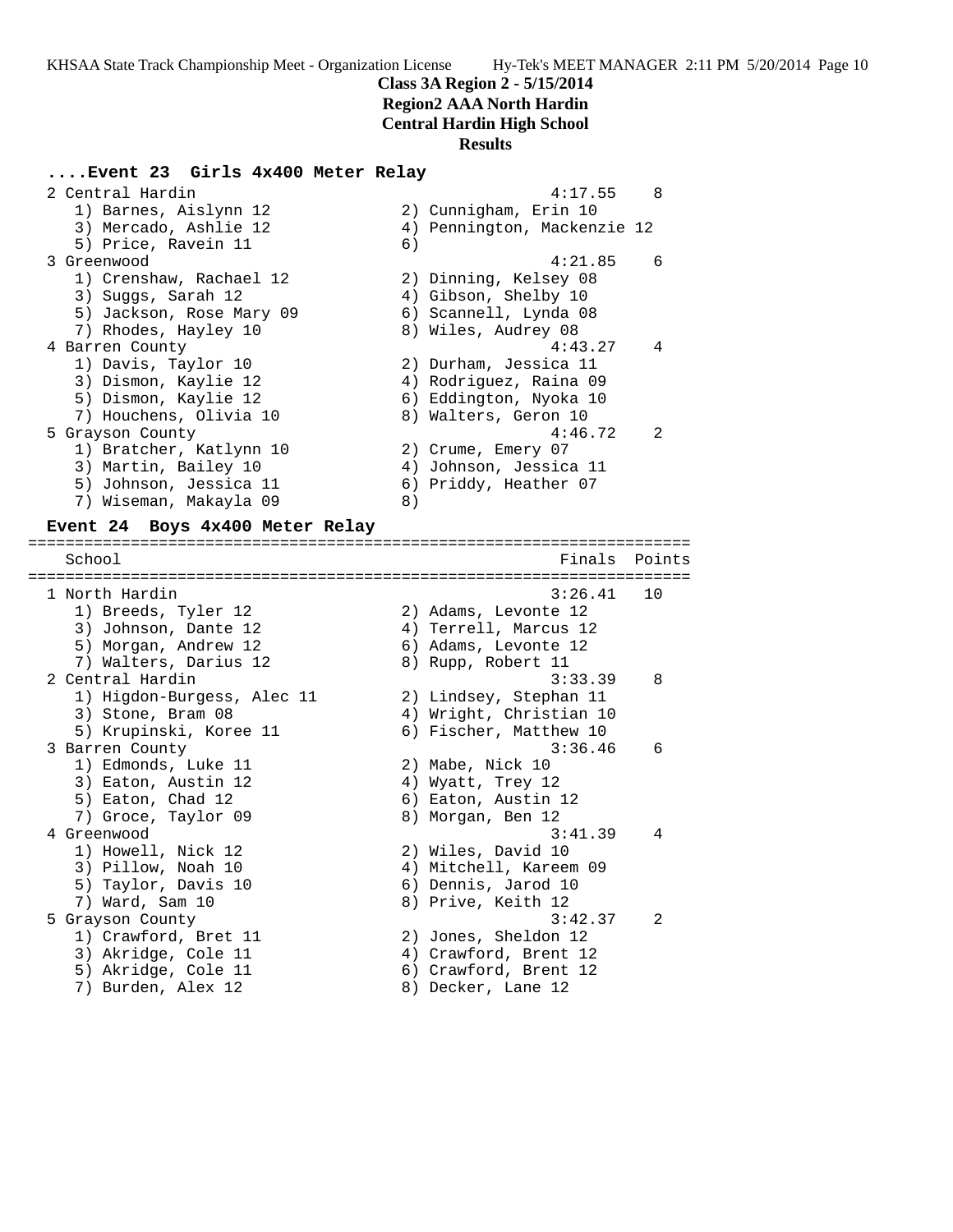# Class 3A Region 2 - 5/15/2014

## Region2 AAA North Hardin

## Central Hardin High School

## Results

### ....Event 23 Girls 4x400 Meter Relay

```
  2 Central Hardin                                      4:17.55    8
     1) Barnes, Aislynn 12             2) Cunnigham, Erin 10
     3) Mercado, Ashlie 12             4) Pennington, Mackenzie 12
     5) Price, Ravein 11               6)
  3 Greenwood                                           4:21.85    6
     1) Crenshaw, Rachael 12           2) Dinning, Kelsey 08
     3) Suggs, Sarah 12                4) Gibson, Shelby 10
     5) Jackson, Rose Mary 09          6) Scannell, Lynda 08
     7) Rhodes, Hayley 10              8) Wiles, Audrey 08
  4 Barren County                                       4:43.27    4
     1) Davis, Taylor 10               2) Durham, Jessica 11
     3) Dismon, Kaylie 12              4) Rodriguez, Raina 09
     5) Dismon, Kaylie 12              6) Eddington, Nyoka 10
     7) Houchens, Olivia 10            8) Walters, Geron 10
  5 Grayson County                                      4:46.72    2
     1) Bratcher, Katlynn 10           2) Crume, Emery 07
     3) Martin, Bailey 10              4) Johnson, Jessica 11
     5) Johnson, Jessica 11            6) Priddy, Heather 07
     7) Wiseman, Makayla 09            8)
```

### Event 24 Boys 4x400 Meter Relay

```
=======================================================================
    School                                               Finals  Points
=======================================================================
  1 North Hardin                                        3:26.41   10
     1) Breeds, Tyler 12               2) Adams, Levonte 12
     3) Johnson, Dante 12              4) Terrell, Marcus 12
     5) Morgan, Andrew 12              6) Adams, Levonte 12
     7) Walters, Darius 12             8) Rupp, Robert 11
  2 Central Hardin                                      3:33.39    8
     1) Higdon-Burgess, Alec 11        2) Lindsey, Stephan 11
     3) Stone, Bram 08                 4) Wright, Christian 10
     5) Krupinski, Koree 11            6) Fischer, Matthew 10
  3 Barren County                                       3:36.46    6
     1) Edmonds, Luke 11               2) Mabe, Nick 10
     3) Eaton, Austin 12               4) Wyatt, Trey 12
     5) Eaton, Chad 12                 6) Eaton, Austin 12
     7) Groce, Taylor 09               8) Morgan, Ben 12
  4 Greenwood                                           3:41.39    4
     1) Howell, Nick 12                2) Wiles, David 10
     3) Pillow, Noah 10                4) Mitchell, Kareem 09
     5) Taylor, Davis 10               6) Dennis, Jarod 10
     7) Ward, Sam 10                   8) Prive, Keith 12
  5 Grayson County                                      3:42.37    2
     1) Crawford, Bret 11              2) Jones, Sheldon 12
     3) Akridge, Cole 11               4) Crawford, Brent 12
     5) Akridge, Cole 11               6) Crawford, Brent 12
     7) Burden, Alex 12                8) Decker, Lane 12
```